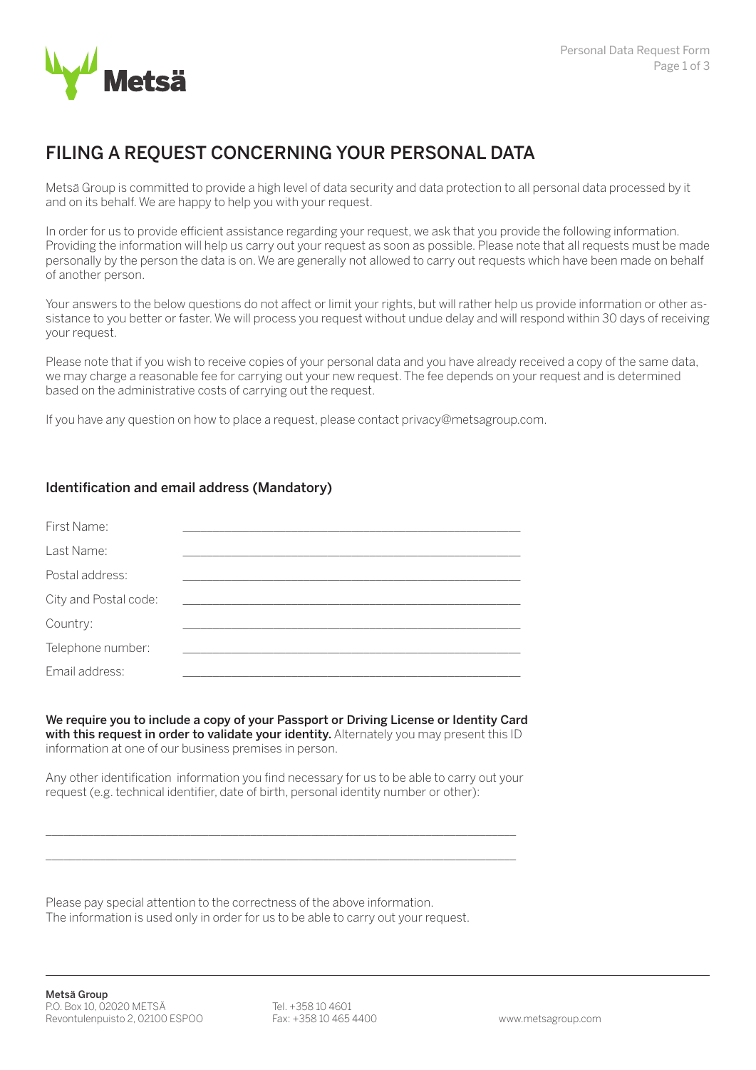# FILING A REQUEST CONCERNING YOUR PERSONAL DATA

Metsä Group is committed to provide a high level of data security and data protection to all personal data processed by it and on its behalf. We are happy to help you with your request.

In order for us to provide efficient assistance regarding your request, we ask that you provide the following information. Providing the information will help us carry out your request as soon as possible. Please note that all requests must be made personally by the person the data is on. We are generally not allowed to carry out requests which have been made on behalf of another person.

Your answers to the below questions do not affect or limit your rights, but will rather help us provide information or other assistance to you better or faster. We will process you request without undue delay and will respond within 30 days of receiving your request.

Please note that if you wish to receive copies of your personal data and you have already received a copy of the same data, we may charge a reasonable fee for carrying out your new request. The fee depends on your request and is determined based on the administrative costs of carrying out the request.

If you have any question on how to place a request, please contact privacy@metsagroup.com.

## Identification and email address (Mandatory)

First Name: ____________________________________________

Last Name: ____________________________________________

Postal address: ____________________________________________

City and Postal code: ____________________________________________

Country: ____________________________________________

Telephone number: ____________________________________________

Email address: ____________________________________________

**We require you to include a copy of your Passport or Driving License or Identity Card with this request in order to validate your identity.** Alternately you may present this ID information at one of our business premises in person.

Any other identification information you find necessary for us to be able to carry out your request (e.g. technical identifier, date of birth, personal identity number or other):

____________________________________________________________

____________________________________________________________

Please pay special attention to the correctness of the above information.
The information is used only in order for us to be able to carry out your request.

**Metsä Group**
P.O. Box 10, 02020 METSÄ
Revontulenpuisto 2, 02100 ESPOO

Tel. +358 10 4601
Fax: +358 10 465 4400

www.metsagroup.com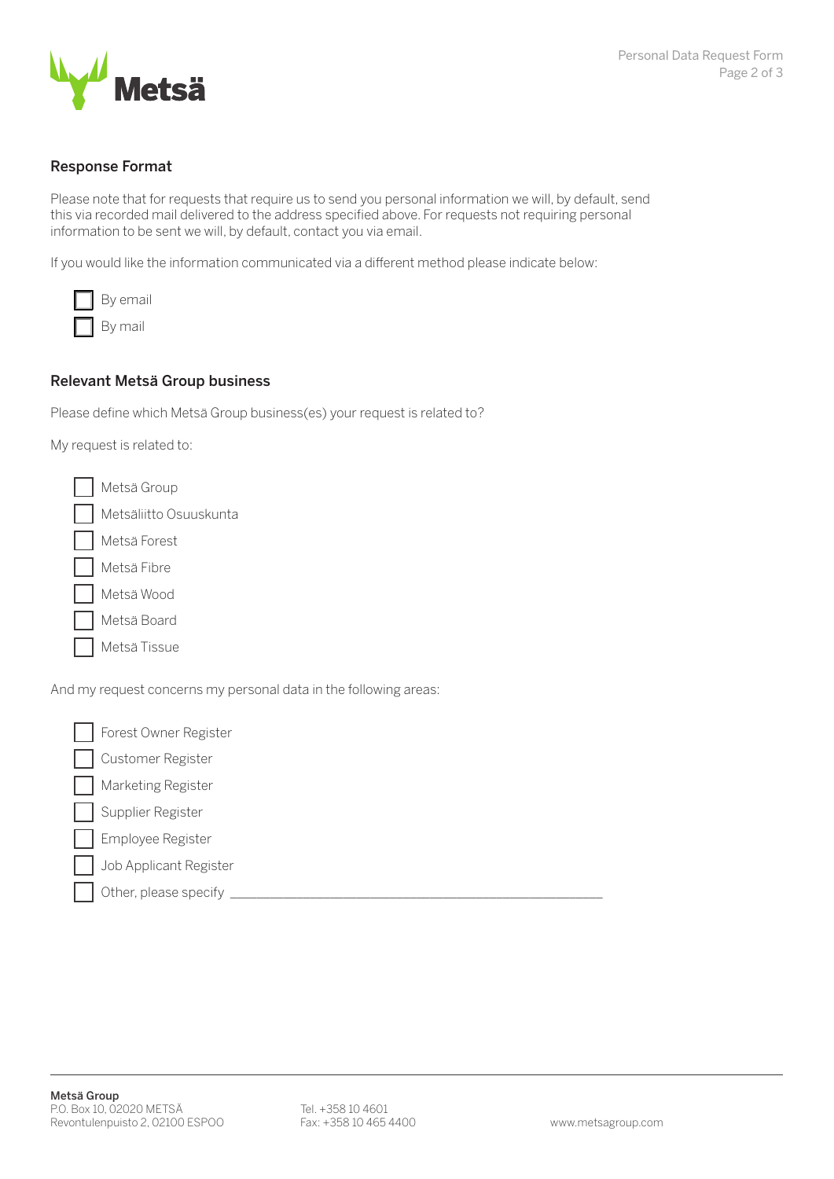## Response Format

Please note that for requests that require us to send you personal information we will, by default, send this via recorded mail delivered to the address specified above. For requests not requiring personal information to be sent we will, by default, contact you via email.

If you would like the information communicated via a different method please indicate below:

- [ ] By email
- [ ] By mail

## Relevant Metsä Group business

Please define which Metsä Group business(es) your request is related to?

My request is related to:

- [ ] Metsä Group
- [ ] Metsäliitto Osuuskunta
- [ ] Metsä Forest
- [ ] Metsä Fibre
- [ ] Metsä Wood
- [ ] Metsä Board
- [ ] Metsä Tissue

And my request concerns my personal data in the following areas:

- [ ] Forest Owner Register
- [ ] Customer Register
- [ ] Marketing Register
- [ ] Supplier Register
- [ ] Employee Register
- [ ] Job Applicant Register
- [ ] Other, please specify ____________________________________________

**Metsä Group**
P.O. Box 10, 02020 METSÄ
Revontulenpuisto 2, 02100 ESPOO

Tel. +358 10 4601
Fax: +358 10 465 4400

www.metsagroup.com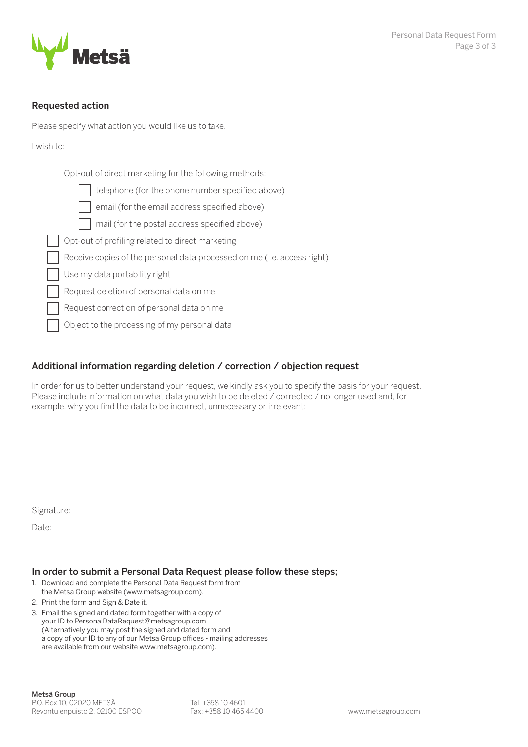## Requested action

Please specify what action you would like us to take.

I wish to:

Opt-out of direct marketing for the following methods;

- [ ] telephone (for the phone number specified above)
- [ ] email (for the email address specified above)
- [ ] mail (for the postal address specified above)

- [ ] Opt-out of profiling related to direct marketing
- [ ] Receive copies of the personal data processed on me (i.e. access right)
- [ ] Use my data portability right
- [ ] Request deletion of personal data on me
- [ ] Request correction of personal data on me
- [ ] Object to the processing of my personal data

## Additional information regarding deletion / correction / objection request

In order for us to better understand your request, we kindly ask you to specify the basis for your request. Please include information on what data you wish to be deleted / corrected / no longer used and, for example, why you find the data to be incorrect, unnecessary or irrelevant:

_______________________________________________________________________

_______________________________________________________________________

_______________________________________________________________________

Signature: ____________________________

Date: ____________________________

## In order to submit a Personal Data Request please follow these steps;

1. Download and complete the Personal Data Request form from the Metsa Group website (www.metsagroup.com).
2. Print the form and Sign & Date it.
3. Email the signed and dated form together with a copy of your ID to PersonalDataRequest@metsagroup.com (Alternatively you may post the signed and dated form and a copy of your ID to any of our Metsa Group offices - mailing addresses are available from our website www.metsagroup.com).

**Metsä Group**
P.O. Box 10, 02020 METSÄ
Revontulenpuisto 2, 02100 ESPOO

Tel. +358 10 4601
Fax: +358 10 465 4400

www.metsagroup.com